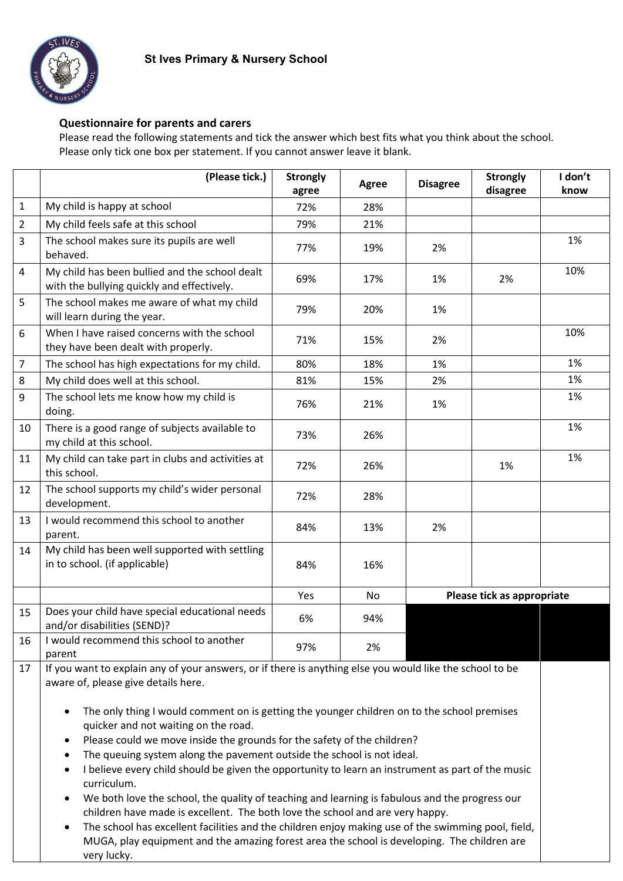**St Ives Primary & Nursery School**

## Questionnaire for parents and carers

Please read the following statements and tick the answer which best fits what you think about the school.
Please only tick one box per statement. If you cannot answer leave it blank.

| | (Please tick.) | Strongly agree | Agree | Disagree | Strongly disagree | I don't know |
|---|---|---|---|---|---|---|
| 1 | My child is happy at school | 72% | 28% | | | |
| 2 | My child feels safe at this school | 79% | 21% | | | |
| 3 | The school makes sure its pupils are well behaved. | 77% | 19% | 2% | | 1% |
| 4 | My child has been bullied and the school dealt with the bullying quickly and effectively. | 69% | 17% | 1% | 2% | 10% |
| 5 | The school makes me aware of what my child will learn during the year. | 79% | 20% | 1% | | |
| 6 | When I have raised concerns with the school they have been dealt with properly. | 71% | 15% | 2% | | 10% |
| 7 | The school has high expectations for my child. | 80% | 18% | 1% | | 1% |
| 8 | My child does well at this school. | 81% | 15% | 2% | | 1% |
| 9 | The school lets me know how my child is doing. | 76% | 21% | 1% | | 1% |
| 10 | There is a good range of subjects available to my child at this school. | 73% | 26% | | | 1% |
| 11 | My child can take part in clubs and activities at this school. | 72% | 26% | | 1% | 1% |
| 12 | The school supports my child's wider personal development. | 72% | 28% | | | |
| 13 | I would recommend this school to another parent. | 84% | 13% | 2% | | |
| 14 | My child has been well supported with settling in to school. (if applicable) | 84% | 16% | | | |
| | | Yes | No | **Please tick as appropriate** | | |
| 15 | Does your child have special educational needs and/or disabilities (SEND)? | 6% | 94% | | | |
| 16 | I would recommend this school to another parent | 97% | 2% | | | |

17. If you want to explain any of your answers, or if there is anything else you would like the school to be aware of, please give details here.

- The only thing I would comment on is getting the younger children on to the school premises quicker and not waiting on the road.
- Please could we move inside the grounds for the safety of the children?
- The queuing system along the pavement outside the school is not ideal.
- I believe every child should be given the opportunity to learn an instrument as part of the music curriculum.
- We both love the school, the quality of teaching and learning is fabulous and the progress our children have made is excellent. The both love the school and are very happy.
- The school has excellent facilities and the children enjoy making use of the swimming pool, field, MUGA, play equipment and the amazing forest area the school is developing. The children are very lucky.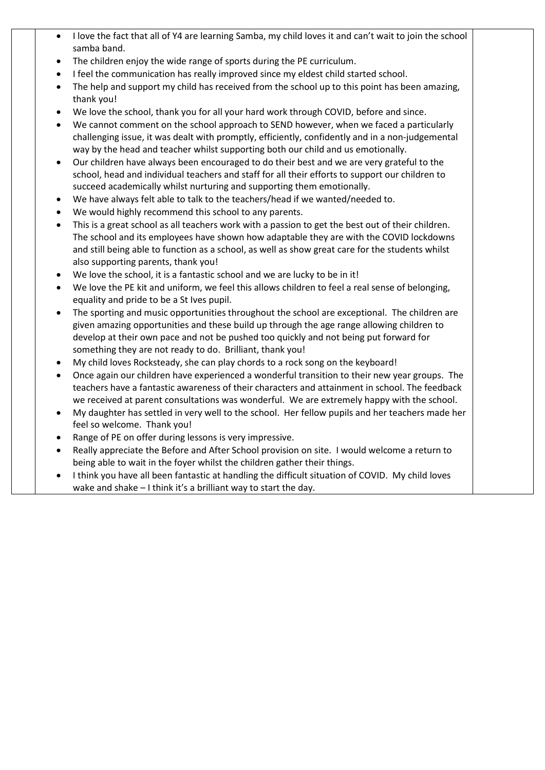| | | |
|---|---|---|
| | • I love the fact that all of Y4 are learning Samba, my child loves it and can't wait to join the school samba band.<br>• The children enjoy the wide range of sports during the PE curriculum.<br>• I feel the communication has really improved since my eldest child started school.<br>• The help and support my child has received from the school up to this point has been amazing, thank you!<br>• We love the school, thank you for all your hard work through COVID, before and since.<br>• We cannot comment on the school approach to SEND however, when we faced a particularly challenging issue, it was dealt with promptly, efficiently, confidently and in a non-judgemental way by the head and teacher whilst supporting both our child and us emotionally.<br>• Our children have always been encouraged to do their best and we are very grateful to the school, head and individual teachers and staff for all their efforts to support our children to succeed academically whilst nurturing and supporting them emotionally.<br>• We have always felt able to talk to the teachers/head if we wanted/needed to.<br>• We would highly recommend this school to any parents.<br>• This is a great school as all teachers work with a passion to get the best out of their children. The school and its employees have shown how adaptable they are with the COVID lockdowns and still being able to function as a school, as well as show great care for the students whilst also supporting parents, thank you!<br>• We love the school, it is a fantastic school and we are lucky to be in it!<br>• We love the PE kit and uniform, we feel this allows children to feel a real sense of belonging, equality and pride to be a St Ives pupil.<br>• The sporting and music opportunities throughout the school are exceptional. The children are given amazing opportunities and these build up through the age range allowing children to develop at their own pace and not be pushed too quickly and not being put forward for something they are not ready to do. Brilliant, thank you!<br>• My child loves Rocksteady, she can play chords to a rock song on the keyboard!<br>• Once again our children have experienced a wonderful transition to their new year groups. The teachers have a fantastic awareness of their characters and attainment in school. The feedback we received at parent consultations was wonderful. We are extremely happy with the school.<br>• My daughter has settled in very well to the school. Her fellow pupils and her teachers made her feel so welcome. Thank you!<br>• Range of PE on offer during lessons is very impressive.<br>• Really appreciate the Before and After School provision on site. I would welcome a return to being able to wait in the foyer whilst the children gather their things.<br>• I think you have all been fantastic at handling the difficult situation of COVID. My child loves wake and shake – I think it's a brilliant way to start the day. | |